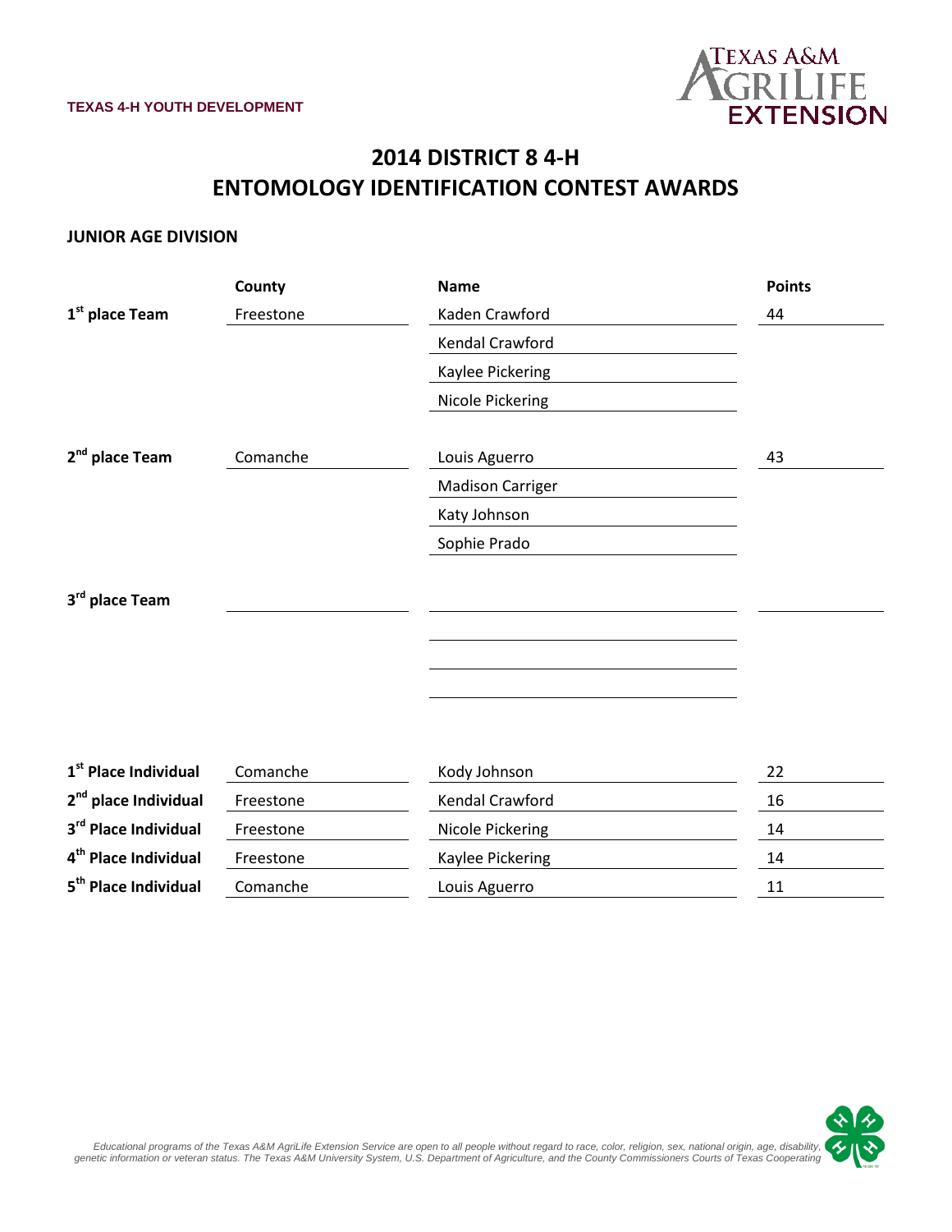TEXAS 4-H YOUTH DEVELOPMENT

# 2014 DISTRICT 8 4-H
# ENTOMOLOGY IDENTIFICATION CONTEST AWARDS

## JUNIOR AGE DIVISION

| | County | Name | Points |
|---|---|---|---|
| **1st place Team** | Freestone | Kaden Crawford | 44 |
| | | Kendal Crawford | |
| | | Kaylee Pickering | |
| | | Nicole Pickering | |
| **2nd place Team** | Comanche | Louis Aguerro | 43 |
| | | Madison Carriger | |
| | | Katy Johnson | |
| | | Sophie Prado | |
| **3rd place Team** | | | |
| | | | |
| | | | |
| | | | |

| | County | Name | Points |
|---|---|---|---|
| **1st Place Individual** | Comanche | Kody Johnson | 22 |
| **2nd place Individual** | Freestone | Kendal Crawford | 16 |
| **3rd Place Individual** | Freestone | Nicole Pickering | 14 |
| **4th Place Individual** | Freestone | Kaylee Pickering | 14 |
| **5th Place Individual** | Comanche | Louis Aguerro | 11 |

*Educational programs of the Texas A&M AgriLife Extension Service are open to all people without regard to race, color, religion, sex, national origin, age, disability, genetic information or veteran status. The Texas A&M University System, U.S. Department of Agriculture, and the County Commissioners Courts of Texas Cooperating*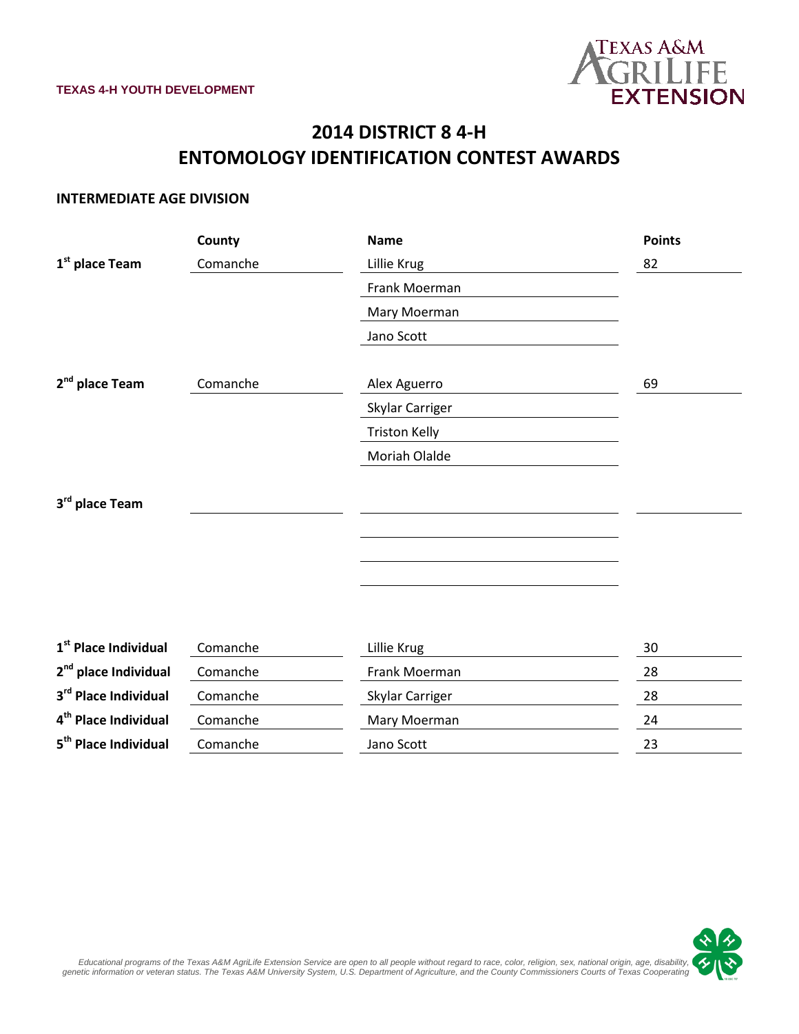TEXAS 4-H YOUTH DEVELOPMENT

# 2014 DISTRICT 8 4-H ENTOMOLOGY IDENTIFICATION CONTEST AWARDS

## INTERMEDIATE AGE DIVISION

| | County | Name | Points |
|---|---|---|---|
| **1st place Team** | Comanche | Lillie Krug | 82 |
| | | Frank Moerman | |
| | | Mary Moerman | |
| | | Jano Scott | |
| **2nd place Team** | Comanche | Alex Aguerro | 69 |
| | | Skylar Carriger | |
| | | Triston Kelly | |
| | | Moriah Olalde | |
| **3rd place Team** | | | |
| | | | |
| | | | |
| | | | |

| | County | Name | Points |
|---|---|---|---|
| **1st Place Individual** | Comanche | Lillie Krug | 30 |
| **2nd place Individual** | Comanche | Frank Moerman | 28 |
| **3rd Place Individual** | Comanche | Skylar Carriger | 28 |
| **4th Place Individual** | Comanche | Mary Moerman | 24 |
| **5th Place Individual** | Comanche | Jano Scott | 23 |

*Educational programs of the Texas A&M AgriLife Extension Service are open to all people without regard to race, color, religion, sex, national origin, age, disability, genetic information or veteran status. The Texas A&M University System, U.S. Department of Agriculture, and the County Commissioners Courts of Texas Cooperating*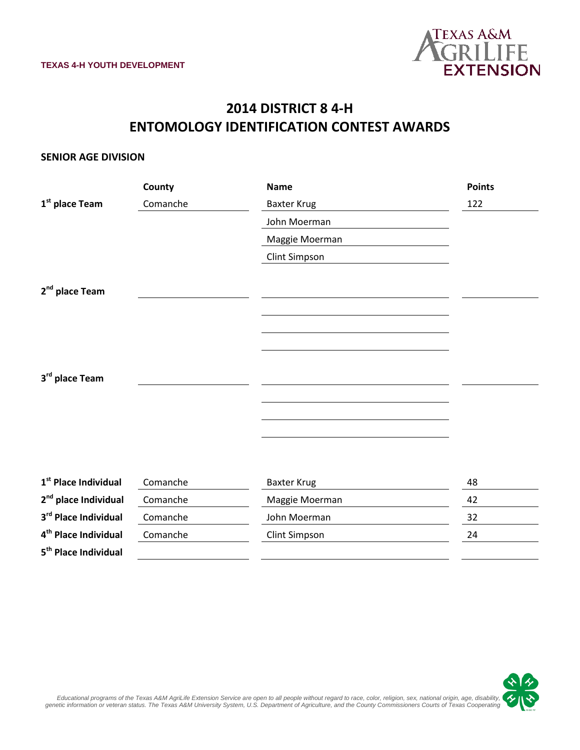TEXAS 4-H YOUTH DEVELOPMENT

# 2014 DISTRICT 8 4-H
# ENTOMOLOGY IDENTIFICATION CONTEST AWARDS

## SENIOR AGE DIVISION

| | County | Name | Points |
|---|---|---|---|
| **1st place Team** | Comanche | Baxter Krug | 122 |
| | | John Moerman | |
| | | Maggie Moerman | |
| | | Clint Simpson | |
| **2nd place Team** | | | |
| | | | |
| | | | |
| | | | |
| **3rd place Team** | | | |
| | | | |
| | | | |
| | | | |
| **1st Place Individual** | Comanche | Baxter Krug | 48 |
| **2nd place Individual** | Comanche | Maggie Moerman | 42 |
| **3rd Place Individual** | Comanche | John Moerman | 32 |
| **4th Place Individual** | Comanche | Clint Simpson | 24 |
| **5th Place Individual** | | | |

*Educational programs of the Texas A&M AgriLife Extension Service are open to all people without regard to race, color, religion, sex, national origin, age, disability, genetic information or veteran status. The Texas A&M University System, U.S. Department of Agriculture, and the County Commissioners Courts of Texas Cooperating*